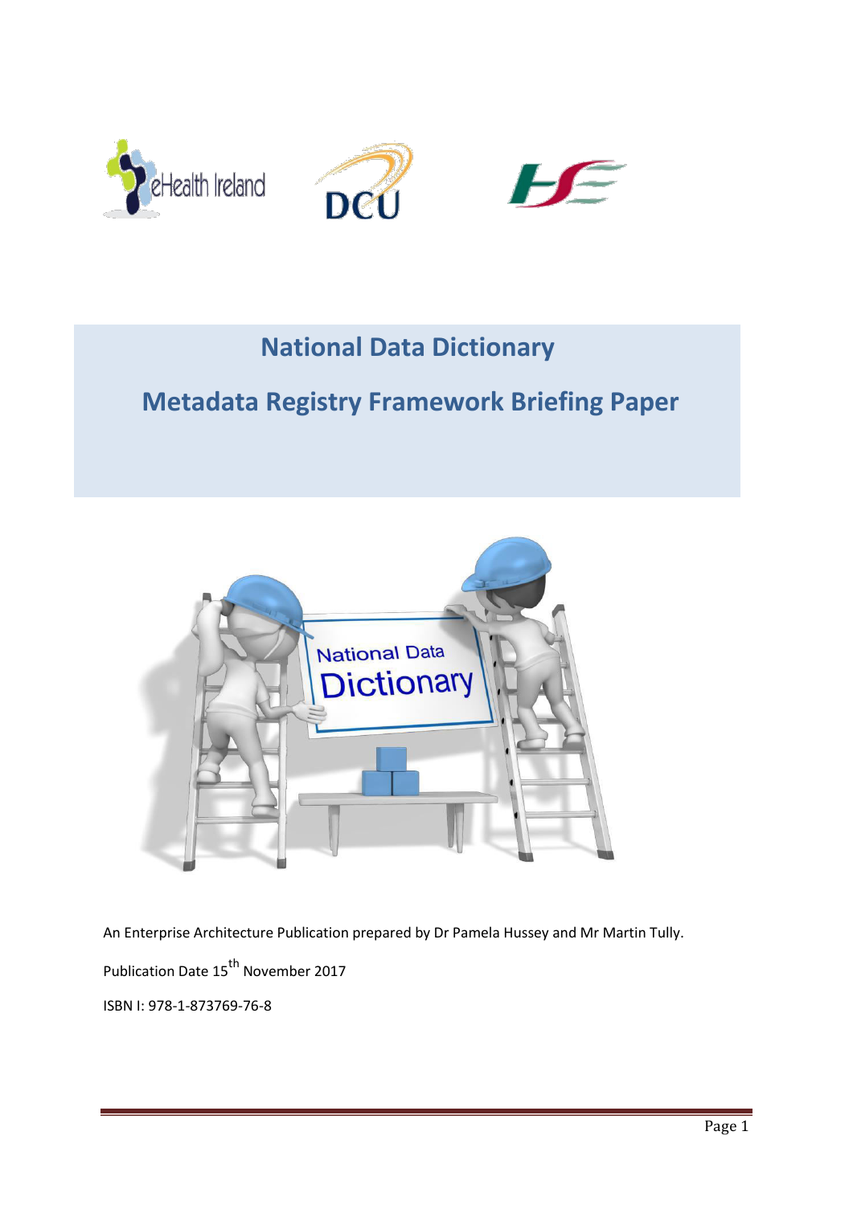# National Data Dictionary

# Metadata Registry Framework Briefing Paper

An Enterprise Architecture Publication prepared by Dr Pamela Hussey and Mr Martin Tully.

Publication Date 15th November 2017

ISBN I: 978-1-873769-76-8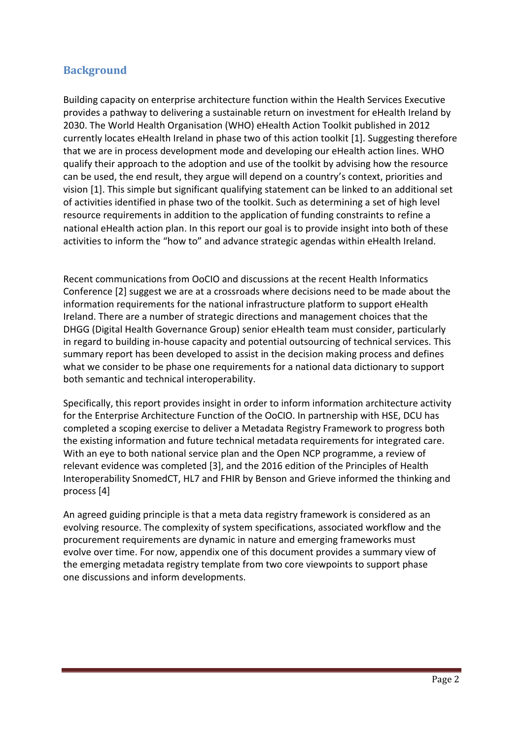## Background

Building capacity on enterprise architecture function within the Health Services Executive provides a pathway to delivering a sustainable return on investment for eHealth Ireland by 2030. The World Health Organisation (WHO) eHealth Action Toolkit published in 2012 currently locates eHealth Ireland in phase two of this action toolkit [1]. Suggesting therefore that we are in process development mode and developing our eHealth action lines. WHO qualify their approach to the adoption and use of the toolkit by advising how the resource can be used, the end result, they argue will depend on a country's context, priorities and vision [1]. This simple but significant qualifying statement can be linked to an additional set of activities identified in phase two of the toolkit. Such as determining a set of high level resource requirements in addition to the application of funding constraints to refine a national eHealth action plan. In this report our goal is to provide insight into both of these activities to inform the "how to" and advance strategic agendas within eHealth Ireland.

Recent communications from OoCIO and discussions at the recent Health Informatics Conference [2] suggest we are at a crossroads where decisions need to be made about the information requirements for the national infrastructure platform to support eHealth Ireland. There are a number of strategic directions and management choices that the DHGG (Digital Health Governance Group) senior eHealth team must consider, particularly in regard to building in-house capacity and potential outsourcing of technical services. This summary report has been developed to assist in the decision making process and defines what we consider to be phase one requirements for a national data dictionary to support both semantic and technical interoperability.

Specifically, this report provides insight in order to inform information architecture activity for the Enterprise Architecture Function of the OoCIO. In partnership with HSE, DCU has completed a scoping exercise to deliver a Metadata Registry Framework to progress both the existing information and future technical metadata requirements for integrated care. With an eye to both national service plan and the Open NCP programme, a review of relevant evidence was completed [3], and the 2016 edition of the Principles of Health Interoperability SnomedCT, HL7 and FHIR by Benson and Grieve informed the thinking and process [4]

An agreed guiding principle is that a meta data registry framework is considered as an evolving resource. The complexity of system specifications, associated workflow and the procurement requirements are dynamic in nature and emerging frameworks must evolve over time. For now, appendix one of this document provides a summary view of the emerging metadata registry template from two core viewpoints to support phase one discussions and inform developments.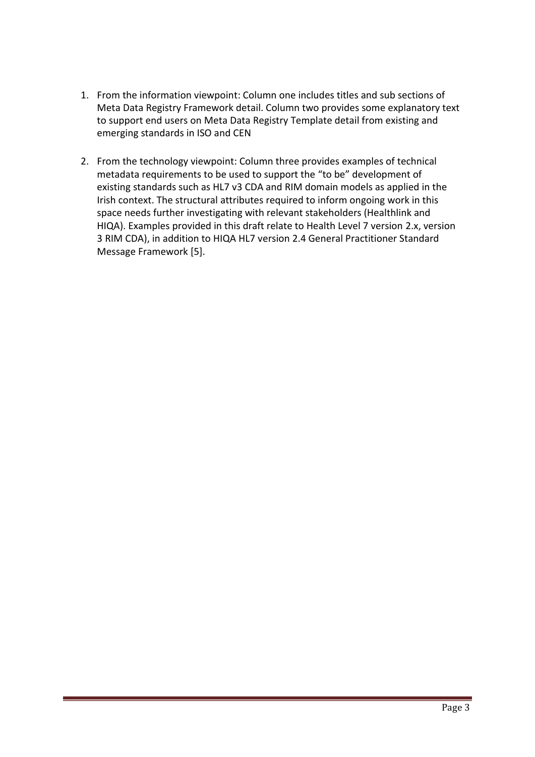1. From the information viewpoint: Column one includes titles and sub sections of Meta Data Registry Framework detail. Column two provides some explanatory text to support end users on Meta Data Registry Template detail from existing and emerging standards in ISO and CEN

2. From the technology viewpoint: Column three provides examples of technical metadata requirements to be used to support the "to be" development of existing standards such as HL7 v3 CDA and RIM domain models as applied in the Irish context. The structural attributes required to inform ongoing work in this space needs further investigating with relevant stakeholders (Healthlink and HIQA). Examples provided in this draft relate to Health Level 7 version 2.x, version 3 RIM CDA), in addition to HIQA HL7 version 2.4 General Practitioner Standard Message Framework [5].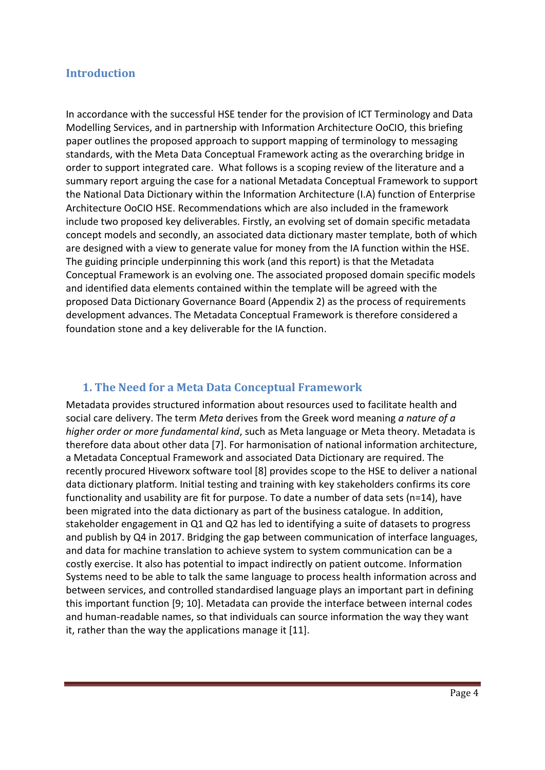## Introduction

In accordance with the successful HSE tender for the provision of ICT Terminology and Data Modelling Services, and in partnership with Information Architecture OoCIO, this briefing paper outlines the proposed approach to support mapping of terminology to messaging standards, with the Meta Data Conceptual Framework acting as the overarching bridge in order to support integrated care. What follows is a scoping review of the literature and a summary report arguing the case for a national Metadata Conceptual Framework to support the National Data Dictionary within the Information Architecture (I.A) function of Enterprise Architecture OoCIO HSE. Recommendations which are also included in the framework include two proposed key deliverables. Firstly, an evolving set of domain specific metadata concept models and secondly, an associated data dictionary master template, both of which are designed with a view to generate value for money from the IA function within the HSE. The guiding principle underpinning this work (and this report) is that the Metadata Conceptual Framework is an evolving one. The associated proposed domain specific models and identified data elements contained within the template will be agreed with the proposed Data Dictionary Governance Board (Appendix 2) as the process of requirements development advances. The Metadata Conceptual Framework is therefore considered a foundation stone and a key deliverable for the IA function.

## 1. The Need for a Meta Data Conceptual Framework

Metadata provides structured information about resources used to facilitate health and social care delivery. The term *Meta* derives from the Greek word meaning *a nature of a higher order or more fundamental kind*, such as Meta language or Meta theory. Metadata is therefore data about other data [7]. For harmonisation of national information architecture, a Metadata Conceptual Framework and associated Data Dictionary are required. The recently procured Hiveworx software tool [8] provides scope to the HSE to deliver a national data dictionary platform. Initial testing and training with key stakeholders confirms its core functionality and usability are fit for purpose. To date a number of data sets (n=14), have been migrated into the data dictionary as part of the business catalogue. In addition, stakeholder engagement in Q1 and Q2 has led to identifying a suite of datasets to progress and publish by Q4 in 2017. Bridging the gap between communication of interface languages, and data for machine translation to achieve system to system communication can be a costly exercise. It also has potential to impact indirectly on patient outcome. Information Systems need to be able to talk the same language to process health information across and between services, and controlled standardised language plays an important part in defining this important function [9; 10]. Metadata can provide the interface between internal codes and human-readable names, so that individuals can source information the way they want it, rather than the way the applications manage it [11].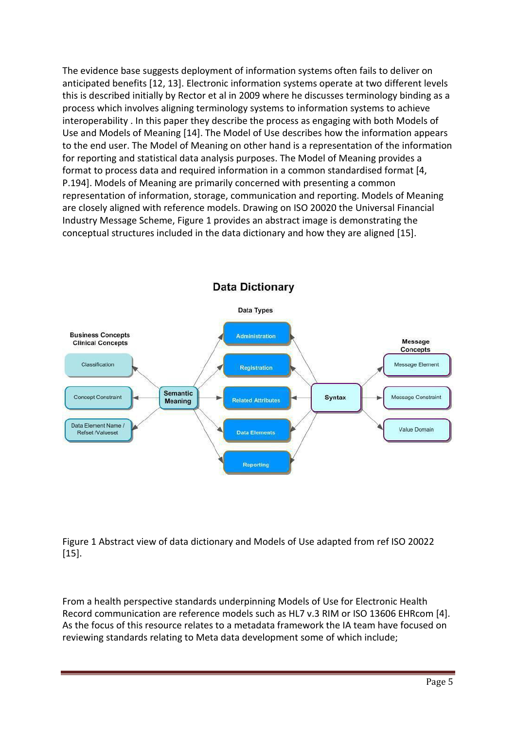The evidence base suggests deployment of information systems often fails to deliver on anticipated benefits [12, 13]. Electronic information systems operate at two different levels this is described initially by Rector et al in 2009 where he discusses terminology binding as a process which involves aligning terminology systems to information systems to achieve interoperability . In this paper they describe the process as engaging with both Models of Use and Models of Meaning [14]. The Model of Use describes how the information appears to the end user. The Model of Meaning on other hand is a representation of the information for reporting and statistical data analysis purposes. The Model of Meaning provides a format to process data and required information in a common standardised format [4, P.194]. Models of Meaning are primarily concerned with presenting a common representation of information, storage, communication and reporting. Models of Meaning are closely aligned with reference models. Drawing on ISO 20020 the Universal Financial Industry Message Scheme, Figure 1 provides an abstract image is demonstrating the conceptual structures included in the data dictionary and how they are aligned [15].

Figure 1 Abstract view of data dictionary and Models of Use adapted from ref ISO 20022 [15].

From a health perspective standards underpinning Models of Use for Electronic Health Record communication are reference models such as HL7 v.3 RIM or ISO 13606 EHRcom [4]. As the focus of this resource relates to a metadata framework the IA team have focused on reviewing standards relating to Meta data development some of which include;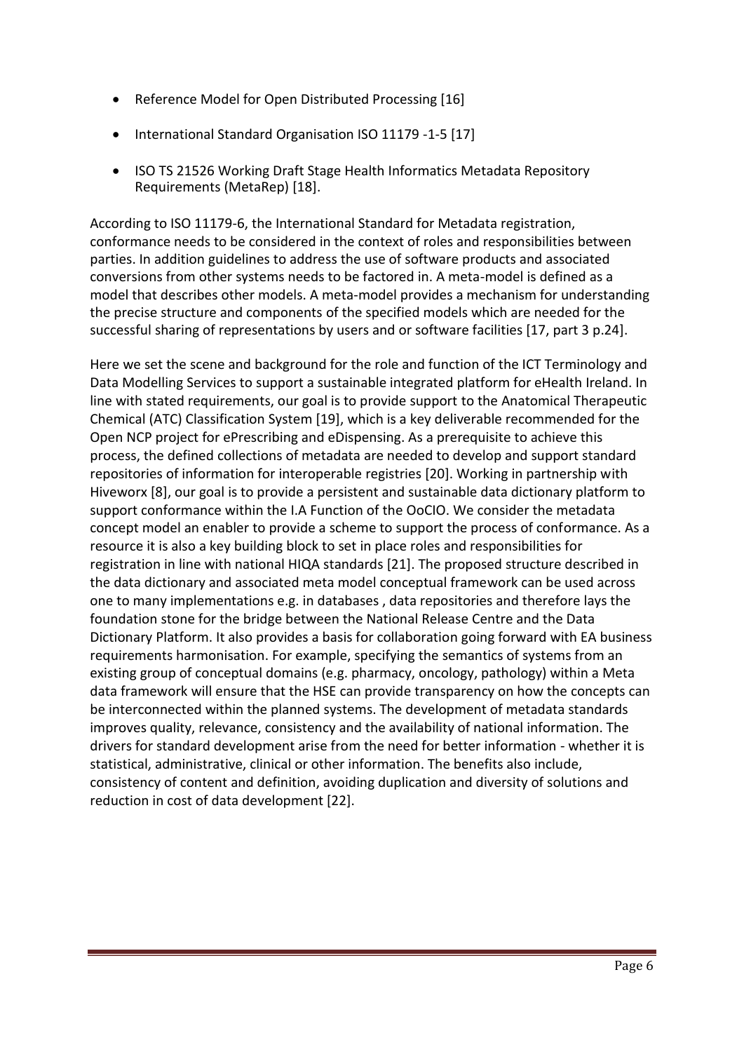- Reference Model for Open Distributed Processing [16]
- International Standard Organisation ISO 11179 -1-5 [17]
- ISO TS 21526 Working Draft Stage Health Informatics Metadata Repository Requirements (MetaRep) [18].

According to ISO 11179-6, the International Standard for Metadata registration, conformance needs to be considered in the context of roles and responsibilities between parties. In addition guidelines to address the use of software products and associated conversions from other systems needs to be factored in. A meta-model is defined as a model that describes other models. A meta-model provides a mechanism for understanding the precise structure and components of the specified models which are needed for the successful sharing of representations by users and or software facilities [17, part 3 p.24].

Here we set the scene and background for the role and function of the ICT Terminology and Data Modelling Services to support a sustainable integrated platform for eHealth Ireland. In line with stated requirements, our goal is to provide support to the Anatomical Therapeutic Chemical (ATC) Classification System [19], which is a key deliverable recommended for the Open NCP project for ePrescribing and eDispensing. As a prerequisite to achieve this process, the defined collections of metadata are needed to develop and support standard repositories of information for interoperable registries [20]. Working in partnership with Hiveworx [8], our goal is to provide a persistent and sustainable data dictionary platform to support conformance within the I.A Function of the OoCIO. We consider the metadata concept model an enabler to provide a scheme to support the process of conformance. As a resource it is also a key building block to set in place roles and responsibilities for registration in line with national HIQA standards [21]. The proposed structure described in the data dictionary and associated meta model conceptual framework can be used across one to many implementations e.g. in databases , data repositories and therefore lays the foundation stone for the bridge between the National Release Centre and the Data Dictionary Platform. It also provides a basis for collaboration going forward with EA business requirements harmonisation. For example, specifying the semantics of systems from an existing group of conceptual domains (e.g. pharmacy, oncology, pathology) within a Meta data framework will ensure that the HSE can provide transparency on how the concepts can be interconnected within the planned systems. The development of metadata standards improves quality, relevance, consistency and the availability of national information. The drivers for standard development arise from the need for better information - whether it is statistical, administrative, clinical or other information. The benefits also include, consistency of content and definition, avoiding duplication and diversity of solutions and reduction in cost of data development [22].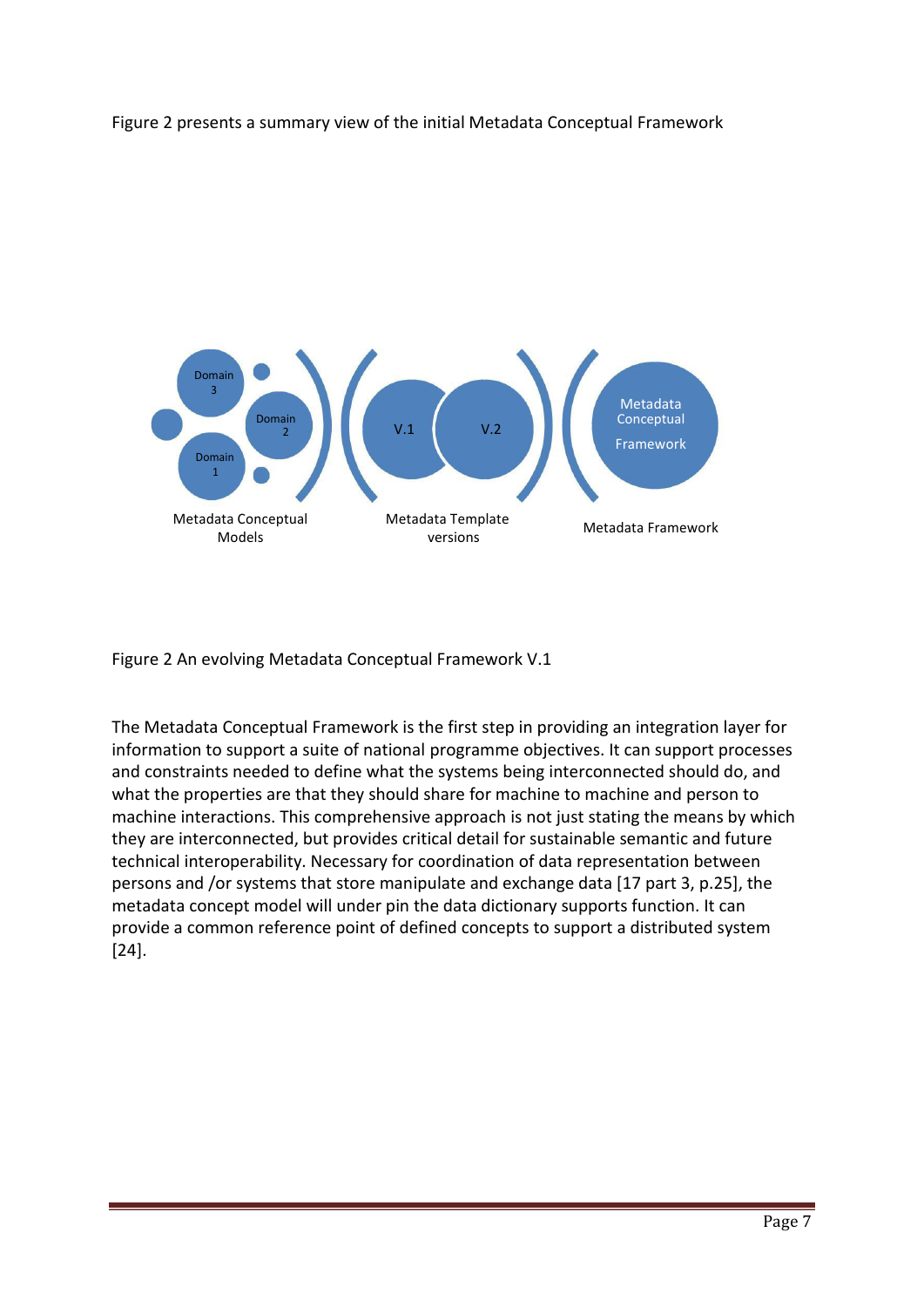Figure 2 presents a summary view of the initial Metadata Conceptual Framework

Figure 2 An evolving Metadata Conceptual Framework V.1

The Metadata Conceptual Framework is the first step in providing an integration layer for information to support a suite of national programme objectives. It can support processes and constraints needed to define what the systems being interconnected should do, and what the properties are that they should share for machine to machine and person to machine interactions. This comprehensive approach is not just stating the means by which they are interconnected, but provides critical detail for sustainable semantic and future technical interoperability. Necessary for coordination of data representation between persons and /or systems that store manipulate and exchange data [17 part 3, p.25], the metadata concept model will under pin the data dictionary supports function. It can provide a common reference point of defined concepts to support a distributed system [24].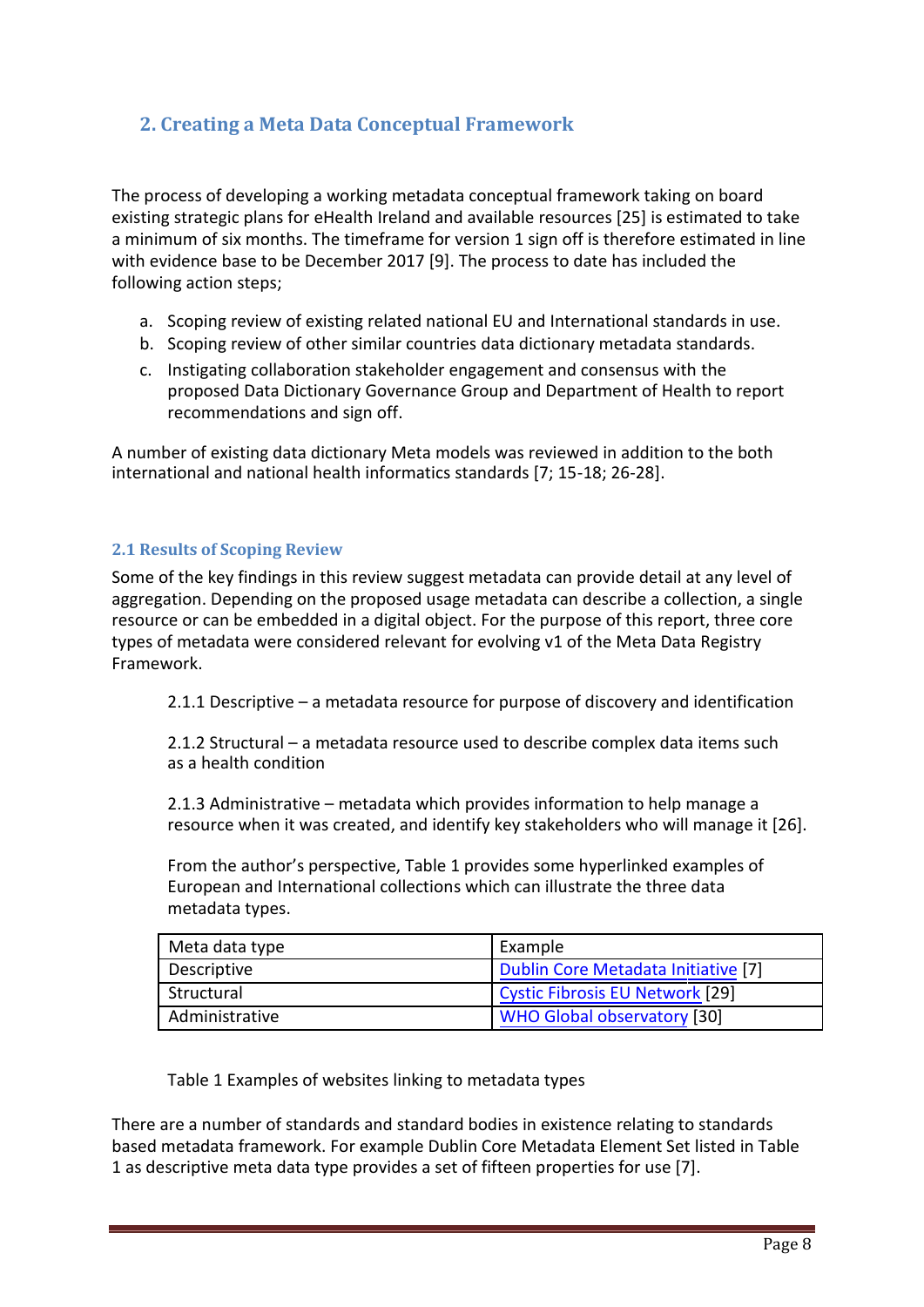## 2. Creating a Meta Data Conceptual Framework

The process of developing a working metadata conceptual framework taking on board existing strategic plans for eHealth Ireland and available resources [25] is estimated to take a minimum of six months. The timeframe for version 1 sign off is therefore estimated in line with evidence base to be December 2017 [9]. The process to date has included the following action steps;

a. Scoping review of existing related national EU and International standards in use.
b. Scoping review of other similar countries data dictionary metadata standards.
c. Instigating collaboration stakeholder engagement and consensus with the proposed Data Dictionary Governance Group and Department of Health to report recommendations and sign off.

A number of existing data dictionary Meta models was reviewed in addition to the both international and national health informatics standards [7; 15-18; 26-28].

### 2.1 Results of Scoping Review

Some of the key findings in this review suggest metadata can provide detail at any level of aggregation. Depending on the proposed usage metadata can describe a collection, a single resource or can be embedded in a digital object. For the purpose of this report, three core types of metadata were considered relevant for evolving v1 of the Meta Data Registry Framework.

2.1.1 Descriptive – a metadata resource for purpose of discovery and identification

2.1.2 Structural – a metadata resource used to describe complex data items such as a health condition

2.1.3 Administrative – metadata which provides information to help manage a resource when it was created, and identify key stakeholders who will manage it [26].

From the author's perspective, Table 1 provides some hyperlinked examples of European and International collections which can illustrate the three data metadata types.

| Meta data type | Example |
|---|---|
| Descriptive | Dublin Core Metadata Initiative [7] |
| Structural | Cystic Fibrosis EU Network [29] |
| Administrative | WHO Global observatory [30] |

Table 1 Examples of websites linking to metadata types

There are a number of standards and standard bodies in existence relating to standards based metadata framework. For example Dublin Core Metadata Element Set listed in Table 1 as descriptive meta data type provides a set of fifteen properties for use [7].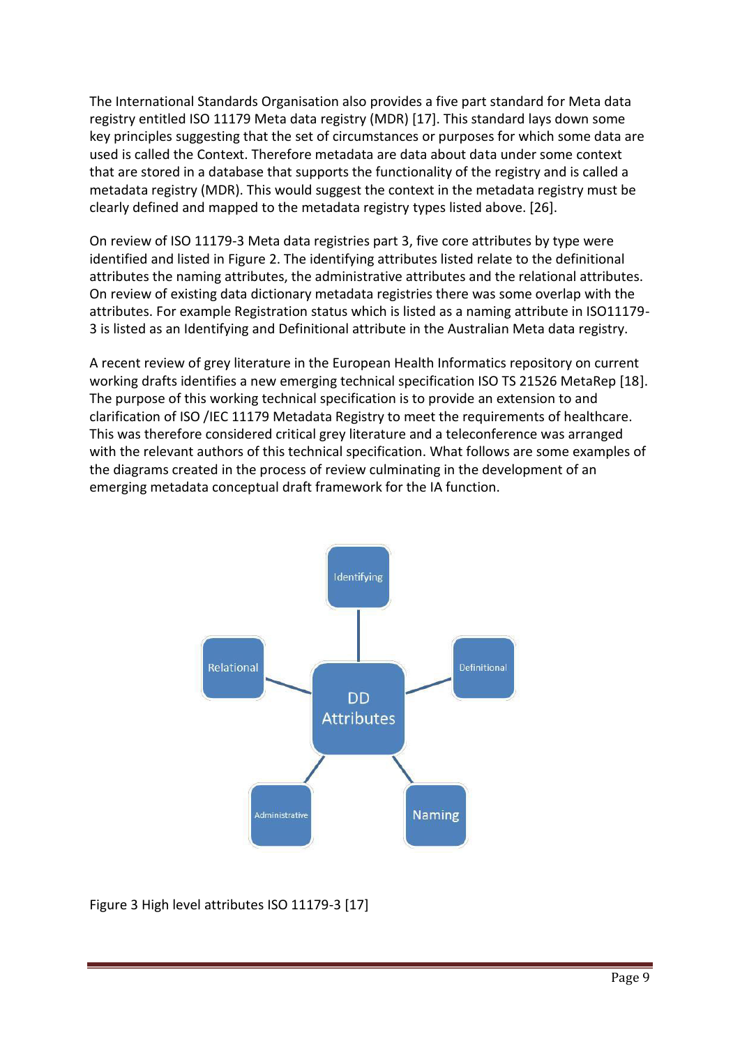The International Standards Organisation also provides a five part standard for Meta data registry entitled ISO 11179 Meta data registry (MDR) [17]. This standard lays down some key principles suggesting that the set of circumstances or purposes for which some data are used is called the Context. Therefore metadata are data about data under some context that are stored in a database that supports the functionality of the registry and is called a metadata registry (MDR). This would suggest the context in the metadata registry must be clearly defined and mapped to the metadata registry types listed above. [26].

On review of ISO 11179-3 Meta data registries part 3, five core attributes by type were identified and listed in Figure 2. The identifying attributes listed relate to the definitional attributes the naming attributes, the administrative attributes and the relational attributes. On review of existing data dictionary metadata registries there was some overlap with the attributes. For example Registration status which is listed as a naming attribute in ISO11179-3 is listed as an Identifying and Definitional attribute in the Australian Meta data registry.

A recent review of grey literature in the European Health Informatics repository on current working drafts identifies a new emerging technical specification ISO TS 21526 MetaRep [18]. The purpose of this working technical specification is to provide an extension to and clarification of ISO /IEC 11179 Metadata Registry to meet the requirements of healthcare. This was therefore considered critical grey literature and a teleconference was arranged with the relevant authors of this technical specification. What follows are some examples of the diagrams created in the process of review culminating in the development of an emerging metadata conceptual draft framework for the IA function.

Identifying

Relational

Definitional

DD Attributes

Administrative

Naming

Figure 3 High level attributes ISO 11179-3 [17]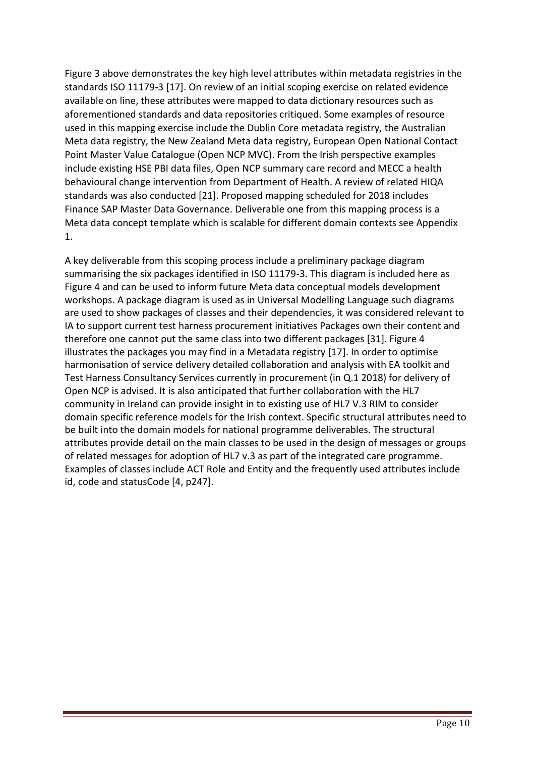Figure 3 above demonstrates the key high level attributes within metadata registries in the standards ISO 11179-3 [17]. On review of an initial scoping exercise on related evidence available on line, these attributes were mapped to data dictionary resources such as aforementioned standards and data repositories critiqued. Some examples of resource used in this mapping exercise include the Dublin Core metadata registry, the Australian Meta data registry, the New Zealand Meta data registry, European Open National Contact Point Master Value Catalogue (Open NCP MVC). From the Irish perspective examples include existing HSE PBI data files, Open NCP summary care record and MECC a health behavioural change intervention from Department of Health. A review of related HIQA standards was also conducted [21]. Proposed mapping scheduled for 2018 includes Finance SAP Master Data Governance. Deliverable one from this mapping process is a Meta data concept template which is scalable for different domain contexts see Appendix 1.

A key deliverable from this scoping process include a preliminary package diagram summarising the six packages identified in ISO 11179-3. This diagram is included here as Figure 4 and can be used to inform future Meta data conceptual models development workshops. A package diagram is used as in Universal Modelling Language such diagrams are used to show packages of classes and their dependencies, it was considered relevant to IA to support current test harness procurement initiatives Packages own their content and therefore one cannot put the same class into two different packages [31]. Figure 4 illustrates the packages you may find in a Metadata registry [17]. In order to optimise harmonisation of service delivery detailed collaboration and analysis with EA toolkit and Test Harness Consultancy Services currently in procurement (in Q.1 2018) for delivery of Open NCP is advised. It is also anticipated that further collaboration with the HL7 community in Ireland can provide insight in to existing use of HL7 V.3 RIM to consider domain specific reference models for the Irish context. Specific structural attributes need to be built into the domain models for national programme deliverables. The structural attributes provide detail on the main classes to be used in the design of messages or groups of related messages for adoption of HL7 v.3 as part of the integrated care programme. Examples of classes include ACT Role and Entity and the frequently used attributes include id, code and statusCode [4, p247].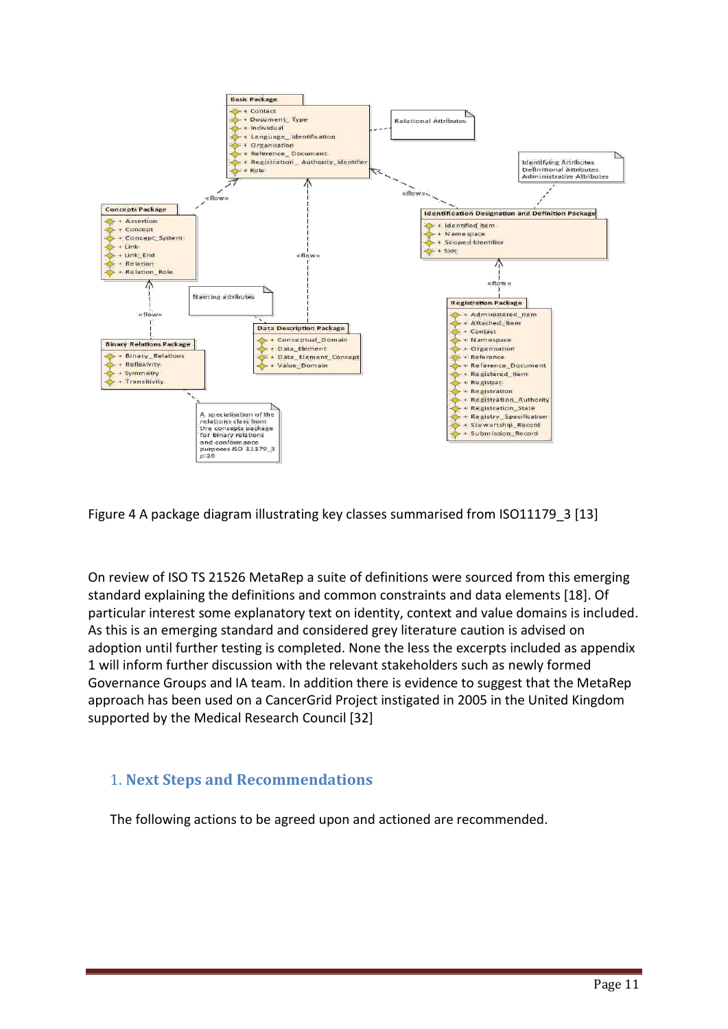Figure 4 A package diagram illustrating key classes summarised from ISO11179_3 [13]

On review of ISO TS 21526 MetaRep a suite of definitions were sourced from this emerging standard explaining the definitions and common constraints and data elements [18]. Of particular interest some explanatory text on identity, context and value domains is included. As this is an emerging standard and considered grey literature caution is advised on adoption until further testing is completed. None the less the excerpts included as appendix 1 will inform further discussion with the relevant stakeholders such as newly formed Governance Groups and IA team. In addition there is evidence to suggest that the MetaRep approach has been used on a CancerGrid Project instigated in 2005 in the United Kingdom supported by the Medical Research Council [32]

## 1. Next Steps and Recommendations

The following actions to be agreed upon and actioned are recommended.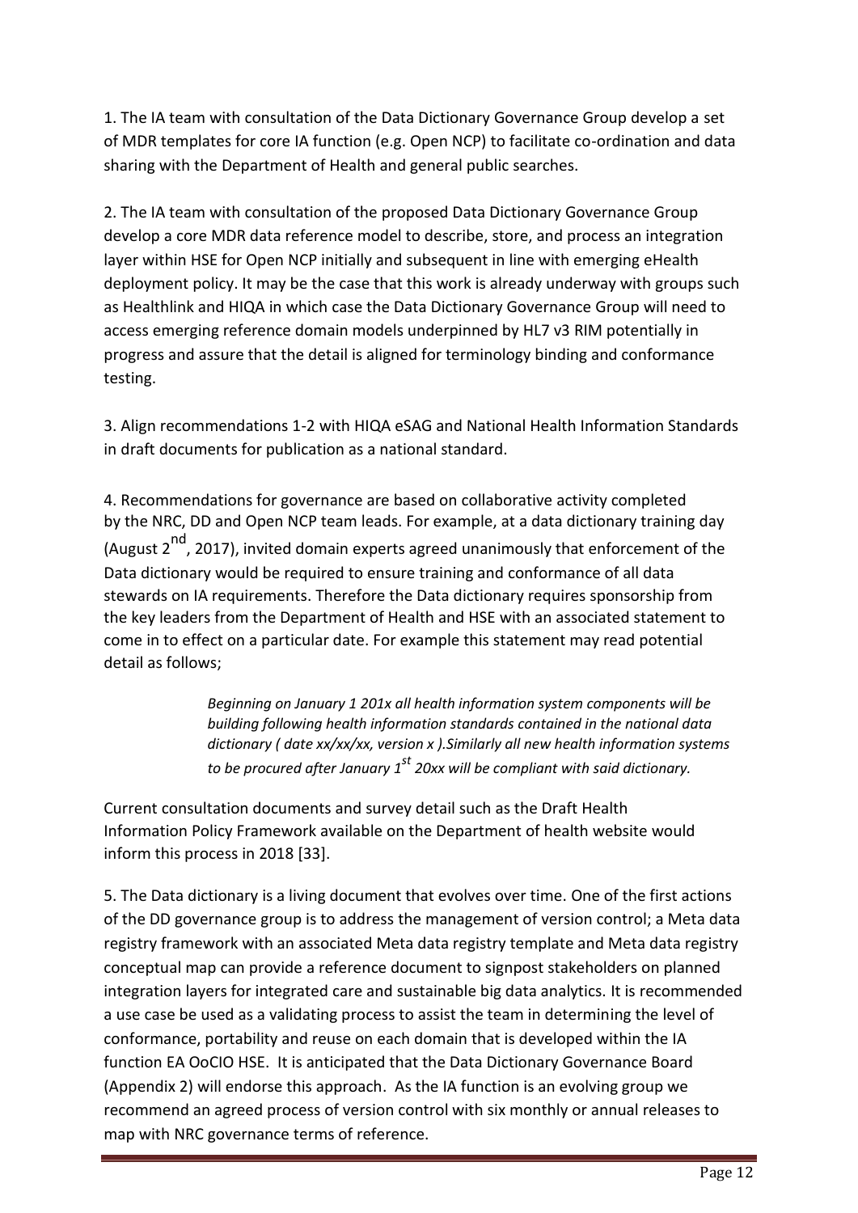1. The IA team with consultation of the Data Dictionary Governance Group develop a set of MDR templates for core IA function (e.g. Open NCP) to facilitate co-ordination and data sharing with the Department of Health and general public searches.

2. The IA team with consultation of the proposed Data Dictionary Governance Group develop a core MDR data reference model to describe, store, and process an integration layer within HSE for Open NCP initially and subsequent in line with emerging eHealth deployment policy. It may be the case that this work is already underway with groups such as Healthlink and HIQA in which case the Data Dictionary Governance Group will need to access emerging reference domain models underpinned by HL7 v3 RIM potentially in progress and assure that the detail is aligned for terminology binding and conformance testing.

3. Align recommendations 1-2 with HIQA eSAG and National Health Information Standards in draft documents for publication as a national standard.

4. Recommendations for governance are based on collaborative activity completed by the NRC, DD and Open NCP team leads. For example, at a data dictionary training day (August 2nd, 2017), invited domain experts agreed unanimously that enforcement of the Data dictionary would be required to ensure training and conformance of all data stewards on IA requirements. Therefore the Data dictionary requires sponsorship from the key leaders from the Department of Health and HSE with an associated statement to come in to effect on a particular date. For example this statement may read potential detail as follows;

> *Beginning on January 1 201x all health information system components will be building following health information standards contained in the national data dictionary ( date xx/xx/xx, version x ).Similarly all new health information systems to be procured after January 1st 20xx will be compliant with said dictionary.*

Current consultation documents and survey detail such as the Draft Health Information Policy Framework available on the Department of health website would inform this process in 2018 [33].

5. The Data dictionary is a living document that evolves over time. One of the first actions of the DD governance group is to address the management of version control; a Meta data registry framework with an associated Meta data registry template and Meta data registry conceptual map can provide a reference document to signpost stakeholders on planned integration layers for integrated care and sustainable big data analytics. It is recommended a use case be used as a validating process to assist the team in determining the level of conformance, portability and reuse on each domain that is developed within the IA function EA OoCIO HSE. It is anticipated that the Data Dictionary Governance Board (Appendix 2) will endorse this approach. As the IA function is an evolving group we recommend an agreed process of version control with six monthly or annual releases to map with NRC governance terms of reference.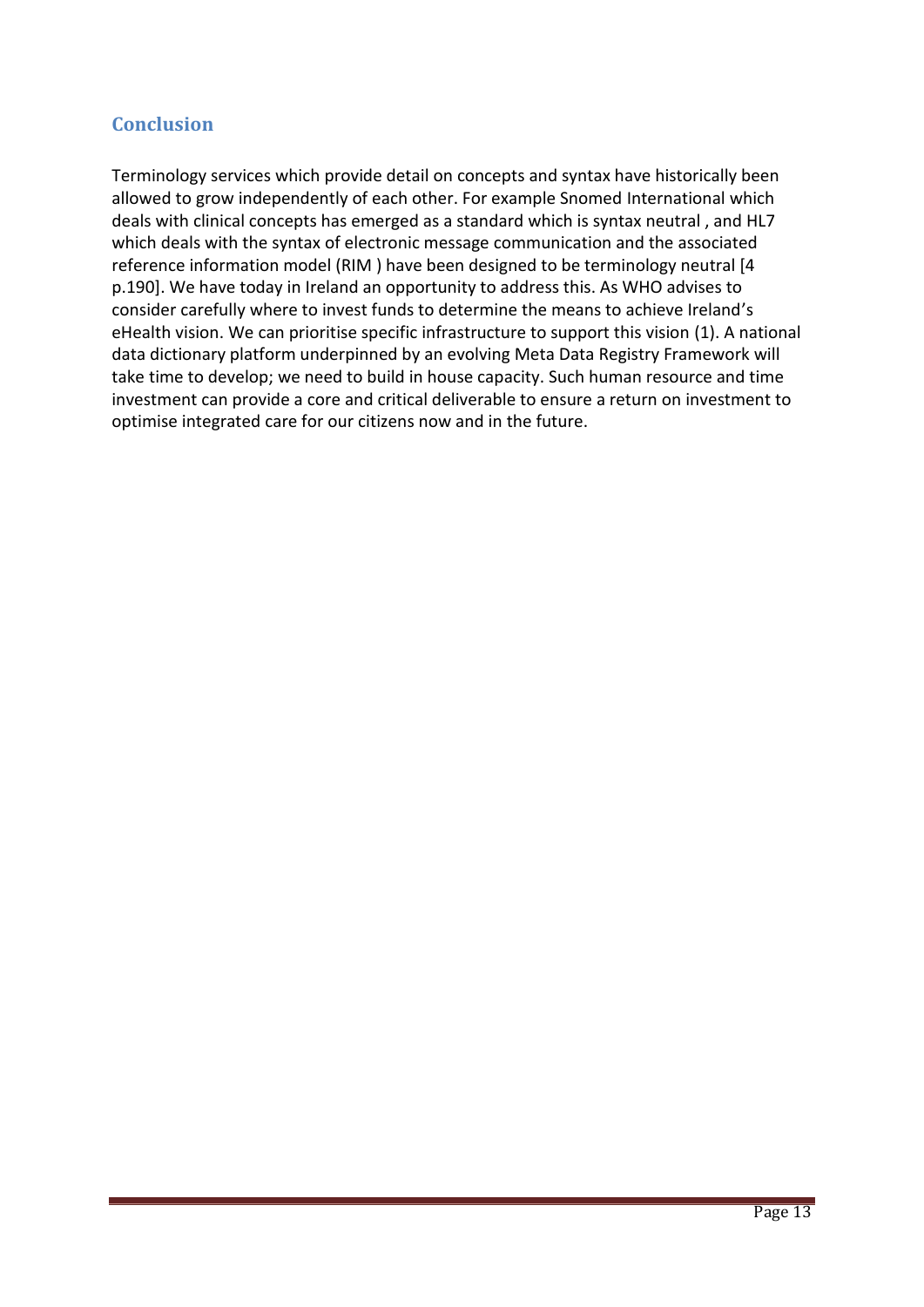## Conclusion

Terminology services which provide detail on concepts and syntax have historically been allowed to grow independently of each other. For example Snomed International which deals with clinical concepts has emerged as a standard which is syntax neutral , and HL7 which deals with the syntax of electronic message communication and the associated reference information model (RIM ) have been designed to be terminology neutral [4 p.190]. We have today in Ireland an opportunity to address this. As WHO advises to consider carefully where to invest funds to determine the means to achieve Ireland's eHealth vision. We can prioritise specific infrastructure to support this vision (1). A national data dictionary platform underpinned by an evolving Meta Data Registry Framework will take time to develop; we need to build in house capacity. Such human resource and time investment can provide a core and critical deliverable to ensure a return on investment to optimise integrated care for our citizens now and in the future.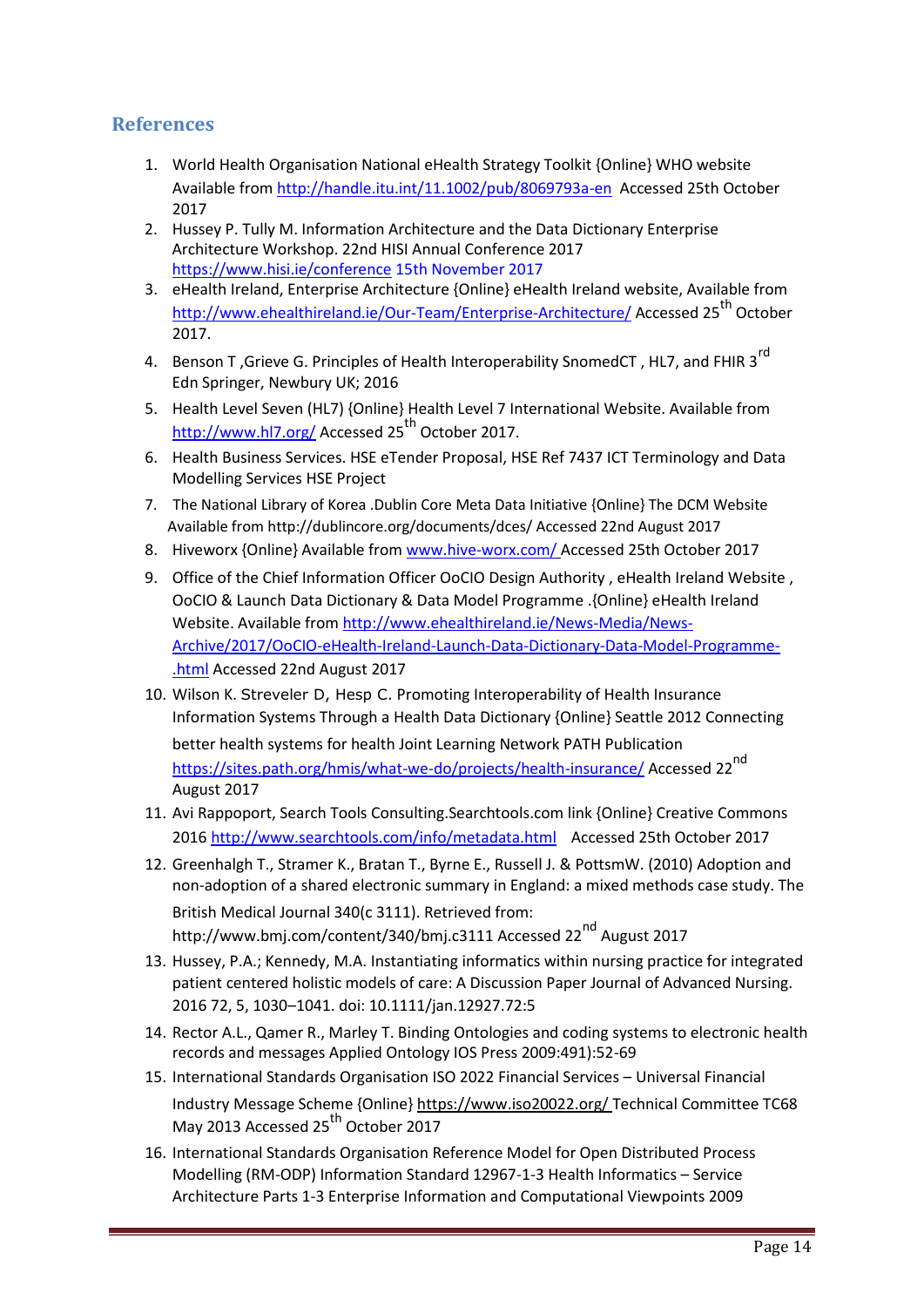## References

1. World Health Organisation National eHealth Strategy Toolkit {Online} WHO website Available from http://handle.itu.int/11.1002/pub/8069793a-en Accessed 25th October 2017
2. Hussey P. Tully M. Information Architecture and the Data Dictionary Enterprise Architecture Workshop. 22nd HISI Annual Conference 2017 https://www.hisi.ie/conference 15th November 2017
3. eHealth Ireland, Enterprise Architecture {Online} eHealth Ireland website, Available from http://www.ehealthireland.ie/Our-Team/Enterprise-Architecture/ Accessed 25th October 2017.
4. Benson T ,Grieve G. Principles of Health Interoperability SnomedCT , HL7, and FHIR 3rd Edn Springer, Newbury UK; 2016
5. Health Level Seven (HL7) {Online} Health Level 7 International Website. Available from http://www.hl7.org/ Accessed 25th October 2017.
6. Health Business Services. HSE eTender Proposal, HSE Ref 7437 ICT Terminology and Data Modelling Services HSE Project
7. The National Library of Korea .Dublin Core Meta Data Initiative {Online} The DCM Website Available from http://dublincore.org/documents/dces/ Accessed 22nd August 2017
8. Hiveworx {Online} Available from www.hive-worx.com/ Accessed 25th October 2017
9. Office of the Chief Information Officer OoCIO Design Authority , eHealth Ireland Website , OoCIO & Launch Data Dictionary & Data Model Programme .{Online} eHealth Ireland Website. Available from http://www.ehealthireland.ie/News-Media/News-Archive/2017/OoCIO-eHealth-Ireland-Launch-Data-Dictionary-Data-Model-Programme-.html Accessed 22nd August 2017
10. Wilson K. Streveler D, Hesp C. Promoting Interoperability of Health Insurance Information Systems Through a Health Data Dictionary {Online} Seattle 2012 Connecting better health systems for health Joint Learning Network PATH Publication https://sites.path.org/hmis/what-we-do/projects/health-insurance/ Accessed 22nd August 2017
11. Avi Rappoport, Search Tools Consulting.Searchtools.com link {Online} Creative Commons 2016 http://www.searchtools.com/info/metadata.html Accessed 25th October 2017
12. Greenhalgh T., Stramer K., Bratan T., Byrne E., Russell J. & PottsmW. (2010) Adoption and non-adoption of a shared electronic summary in England: a mixed methods case study. The British Medical Journal 340(c 3111). Retrieved from: http://www.bmj.com/content/340/bmj.c3111 Accessed 22nd August 2017
13. Hussey, P.A.; Kennedy, M.A. Instantiating informatics within nursing practice for integrated patient centered holistic models of care: A Discussion Paper Journal of Advanced Nursing. 2016 72, 5, 1030–1041. doi: 10.1111/jan.12927.72:5
14. Rector A.L., Qamer R., Marley T. Binding Ontologies and coding systems to electronic health records and messages Applied Ontology IOS Press 2009:491):52-69
15. International Standards Organisation ISO 2022 Financial Services – Universal Financial Industry Message Scheme {Online} https://www.iso20022.org/ Technical Committee TC68 May 2013 Accessed 25th October 2017
16. International Standards Organisation Reference Model for Open Distributed Process Modelling (RM-ODP) Information Standard 12967-1-3 Health Informatics – Service Architecture Parts 1-3 Enterprise Information and Computational Viewpoints 2009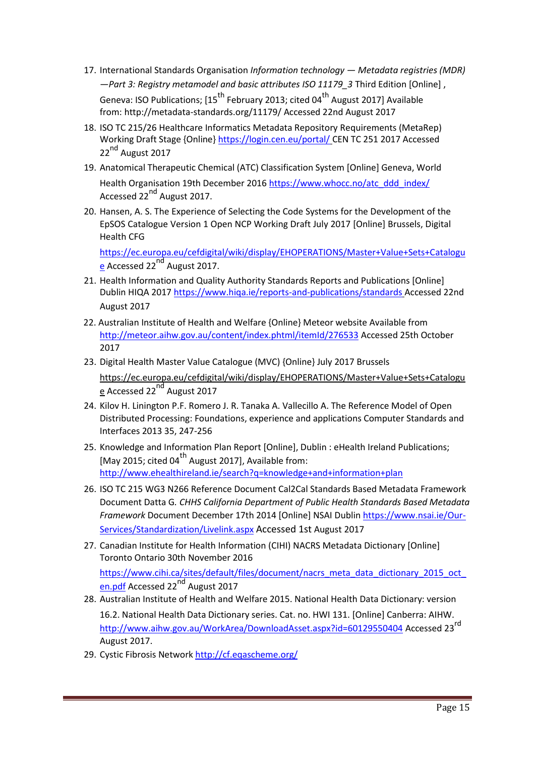17. International Standards Organisation *Information technology — Metadata registries (MDR) —Part 3: Registry metamodel and basic attributes ISO 11179_3* Third Edition [Online] , Geneva: ISO Publications; [15th February 2013; cited 04th August 2017] Available from: http://metadata-standards.org/11179/ Accessed 22nd August 2017
18. ISO TC 215/26 Healthcare Informatics Metadata Repository Requirements (MetaRep) Working Draft Stage {Online} https://login.cen.eu/portal/ CEN TC 251 2017 Accessed 22nd August 2017
19. Anatomical Therapeutic Chemical (ATC) Classification System [Online] Geneva, World Health Organisation 19th December 2016 https://www.whocc.no/atc_ddd_index/ Accessed 22nd August 2017.
20. Hansen, A. S. The Experience of Selecting the Code Systems for the Development of the EpSOS Catalogue Version 1 Open NCP Working Draft July 2017 [Online] Brussels, Digital Health CFG https://ec.europa.eu/cefdigital/wiki/display/EHOPERATIONS/Master+Value+Sets+Catalogue Accessed 22nd August 2017.
21. Health Information and Quality Authority Standards Reports and Publications [Online] Dublin HIQA 2017 https://www.hiqa.ie/reports-and-publications/standards Accessed 22nd August 2017
22. Australian Institute of Health and Welfare {Online} Meteor website Available from http://meteor.aihw.gov.au/content/index.phtml/itemId/276533 Accessed 25th October 2017
23. Digital Health Master Value Catalogue (MVC) {Online} July 2017 Brussels https://ec.europa.eu/cefdigital/wiki/display/EHOPERATIONS/Master+Value+Sets+Catalogue Accessed 22nd August 2017
24. Kilov H. Linington P.F. Romero J. R. Tanaka A. Vallecillo A. The Reference Model of Open Distributed Processing: Foundations, experience and applications Computer Standards and Interfaces 2013 35, 247-256
25. Knowledge and Information Plan Report [Online], Dublin : eHealth Ireland Publications; [May 2015; cited 04th August 2017], Available from: http://www.ehealthireland.ie/search?q=knowledge+and+information+plan
26. ISO TC 215 WG3 N266 Reference Document Cal2Cal Standards Based Metadata Framework Document Datta G. *CHHS California Department of Public Health Standards Based Metadata Framework* Document December 17th 2014 [Online] NSAI Dublin https://www.nsai.ie/Our-Services/Standardization/Livelink.aspx Accessed 1st August 2017
27. Canadian Institute for Health Information (CIHI) NACRS Metadata Dictionary [Online] Toronto Ontario 30th November 2016 https://www.cihi.ca/sites/default/files/document/nacrs_meta_data_dictionary_2015_oct_en.pdf Accessed 22nd August 2017
28. Australian Institute of Health and Welfare 2015. National Health Data Dictionary: version 16.2. National Health Data Dictionary series. Cat. no. HWI 131. [Online] Canberra: AIHW. http://www.aihw.gov.au/WorkArea/DownloadAsset.aspx?id=60129550404 Accessed 23rd August 2017.
29. Cystic Fibrosis Network http://cf.eqascheme.org/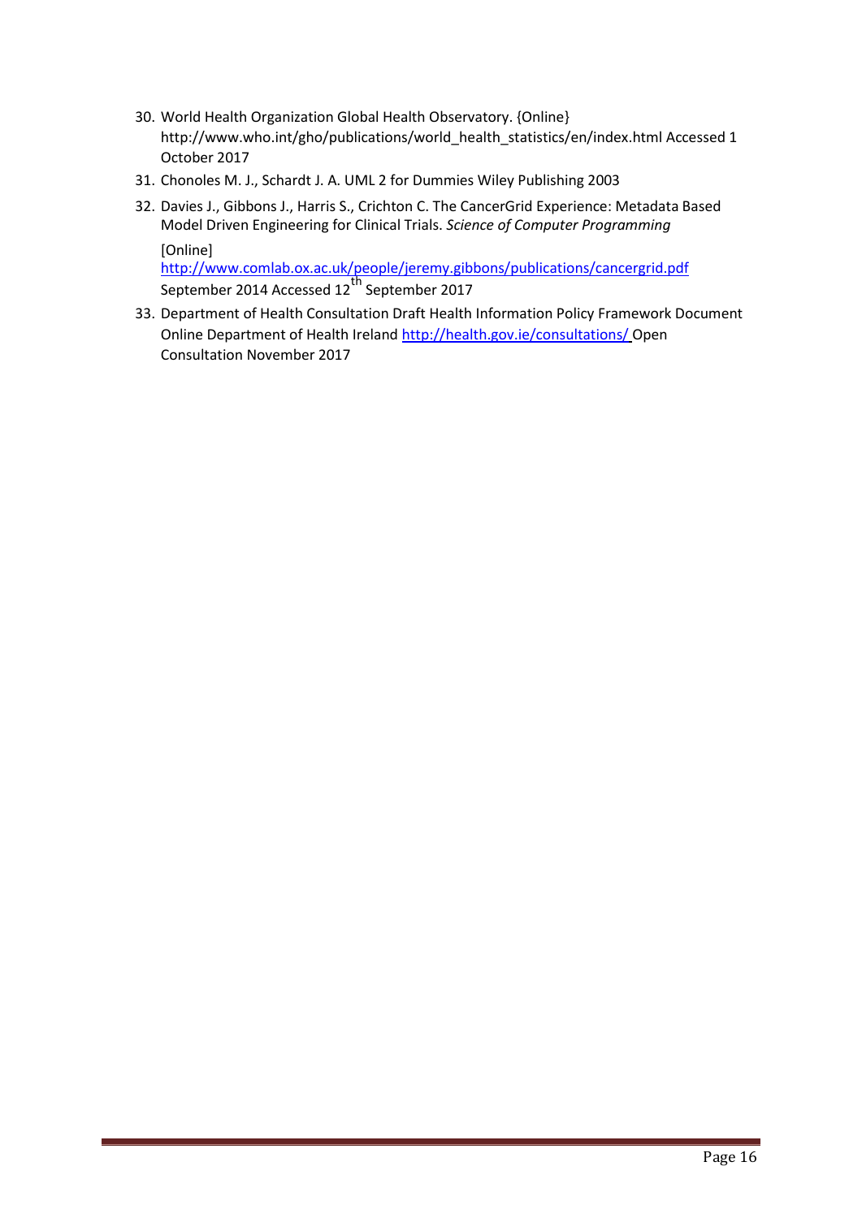30. World Health Organization Global Health Observatory. {Online} http://www.who.int/gho/publications/world_health_statistics/en/index.html Accessed 1 October 2017
31. Chonoles M. J., Schardt J. A. UML 2 for Dummies Wiley Publishing 2003
32. Davies J., Gibbons J., Harris S., Crichton C. The CancerGrid Experience: Metadata Based Model Driven Engineering for Clinical Trials. *Science of Computer Programming* [Online] http://www.comlab.ox.ac.uk/people/jeremy.gibbons/publications/cancergrid.pdf September 2014 Accessed 12th September 2017
33. Department of Health Consultation Draft Health Information Policy Framework Document Online Department of Health Ireland http://health.gov.ie/consultations/ Open Consultation November 2017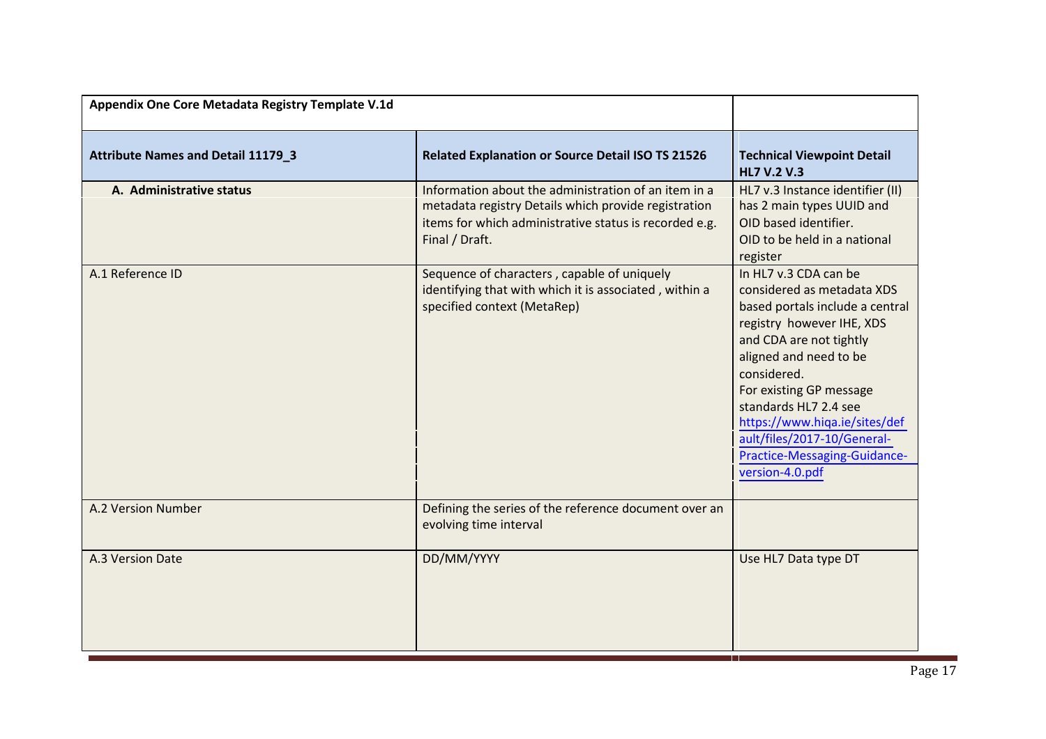| Appendix One Core Metadata Registry Template V.1d | | |
|---|---|---|
| **Attribute Names and Detail 11179_3** | **Related Explanation or Source Detail ISO TS 21526** | **Technical Viewpoint Detail HL7 V.2 V.3** |
| **A. Administrative status** | Information about the administration of an item in a metadata registry Details which provide registration items for which administrative status is recorded e.g. Final / Draft. | HL7 v.3 Instance identifier (II) has 2 main types UUID and OID based identifier. OID to be held in a national register |
| A.1 Reference ID | Sequence of characters , capable of uniquely identifying that with which it is associated , within a specified context (MetaRep) | In HL7 v.3 CDA can be considered as metadata XDS based portals include a central registry however IHE, XDS and CDA are not tightly aligned and need to be considered. For existing GP message standards HL7 2.4 see https://www.hiqa.ie/sites/default/files/2017-10/General-Practice-Messaging-Guidance-version-4.0.pdf |
| A.2 Version Number | Defining the series of the reference document over an evolving time interval | |
| A.3 Version Date | DD/MM/YYYY | Use HL7 Data type DT |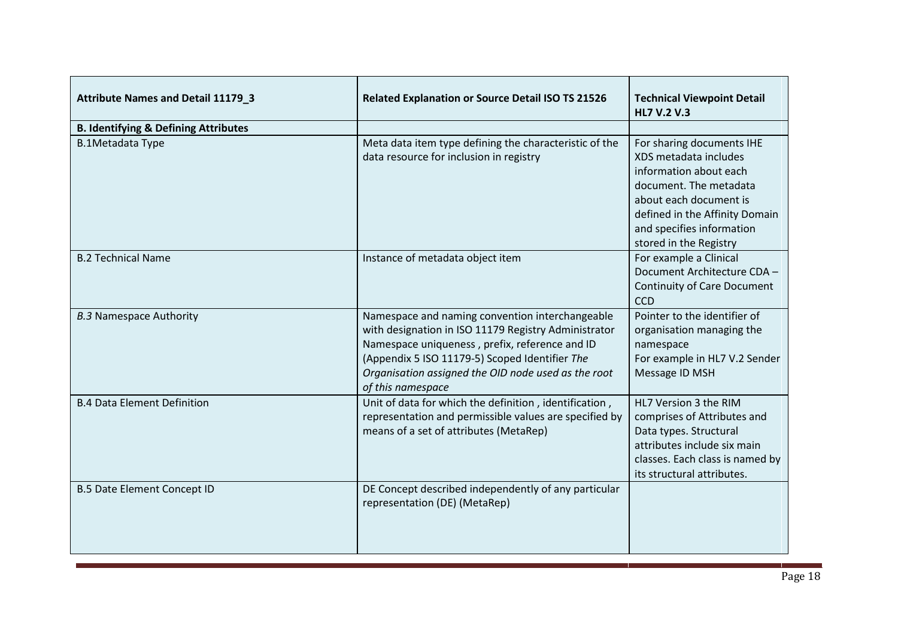| **Attribute Names and Detail 11179_3** | **Related Explanation or Source Detail ISO TS 21526** | **Technical Viewpoint Detail HL7 V.2 V.3** |
|---|---|---|
| **B. Identifying & Defining Attributes** | | |
| B.1Metadata Type | Meta data item type defining the characteristic of the data resource for inclusion in registry | For sharing documents IHE XDS metadata includes information about each document. The metadata about each document is defined in the Affinity Domain and specifies information stored in the Registry |
| B.2 Technical Name | Instance of metadata object item | For example a Clinical Document Architecture CDA – Continuity of Care Document CCD |
| *B.3* Namespace Authority | Namespace and naming convention interchangeable with designation in ISO 11179 Registry Administrator Namespace uniqueness , prefix, reference and ID (Appendix 5 ISO 11179-5) Scoped Identifier *The Organisation assigned the OID node used as the root of this namespace* | Pointer to the identifier of organisation managing the namespace For example in HL7 V.2 Sender Message ID MSH |
| B.4 Data Element Definition | Unit of data for which the definition , identification , representation and permissible values are specified by means of a set of attributes (MetaRep) | HL7 Version 3 the RIM comprises of Attributes and Data types. Structural attributes include six main classes. Each class is named by its structural attributes. |
| B.5 Date Element Concept ID | DE Concept described independently of any particular representation (DE) (MetaRep) | |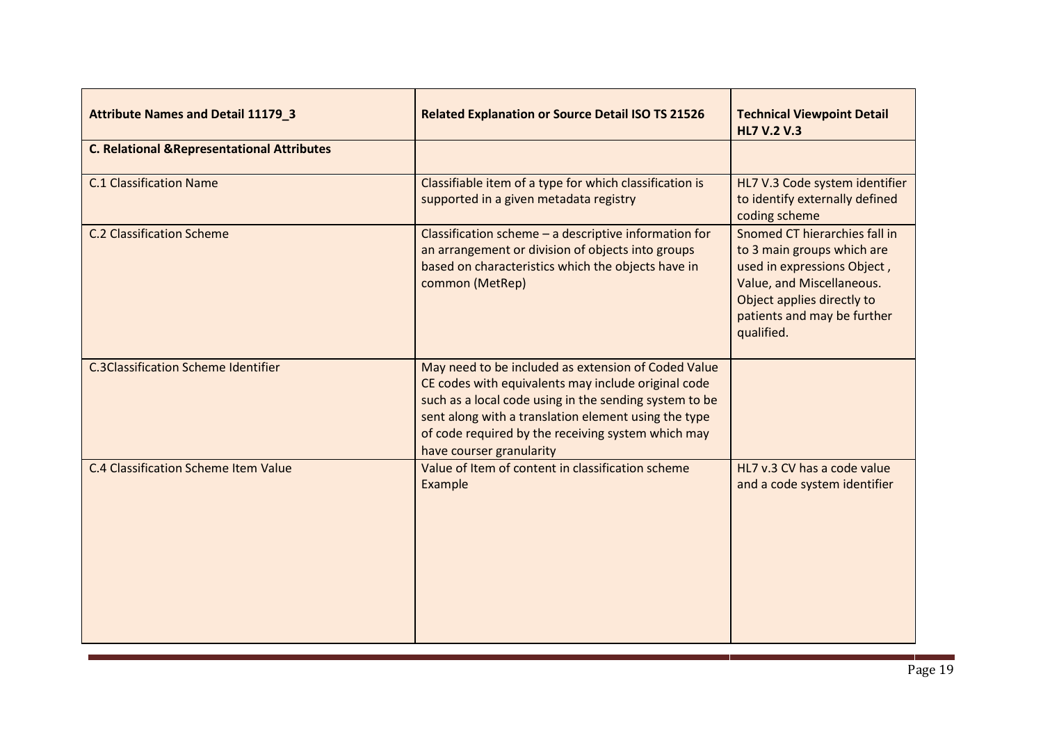| **Attribute Names and Detail 11179_3** | **Related Explanation or Source Detail ISO TS 21526** | **Technical Viewpoint Detail HL7 V.2 V.3** |
|---|---|---|
| **C. Relational &Representational Attributes** | | |
| C.1 Classification Name | Classifiable item of a type for which classification is supported in a given metadata registry | HL7 V.3 Code system identifier to identify externally defined coding scheme |
| C.2 Classification Scheme | Classification scheme – a descriptive information for an arrangement or division of objects into groups based on characteristics which the objects have in common (MetRep) | Snomed CT hierarchies fall in to 3 main groups which are used in expressions Object , Value, and Miscellaneous. Object applies directly to patients and may be further qualified. |
| C.3Classification Scheme Identifier | May need to be included as extension of Coded Value CE codes with equivalents may include original code such as a local code using in the sending system to be sent along with a translation element using the type of code required by the receiving system which may have courser granularity | |
| C.4 Classification Scheme Item Value | Value of Item of content in classification scheme Example | HL7 v.3 CV has a code value and a code system identifier |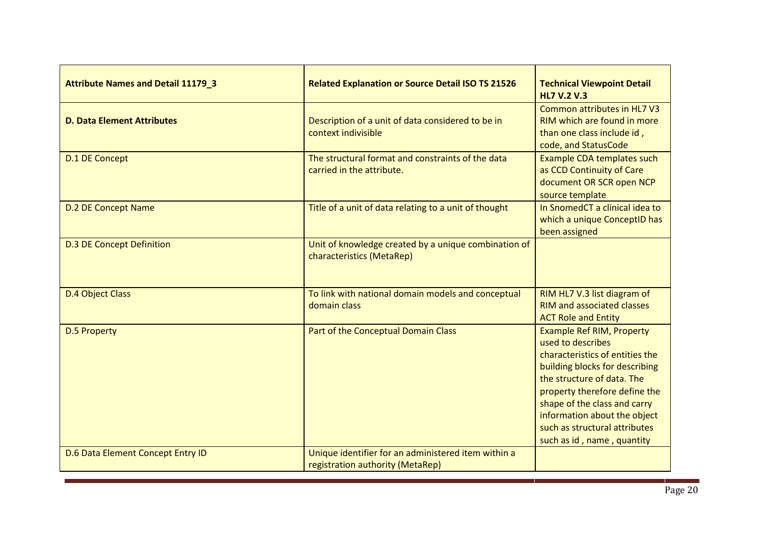| **Attribute Names and Detail 11179_3** | **Related Explanation or Source Detail ISO TS 21526** | **Technical Viewpoint Detail HL7 V.2 V.3** |
|---|---|---|
| **D. Data Element Attributes** | Description of a unit of data considered to be in context indivisible | Common attributes in HL7 V3 RIM which are found in more than one class include id , code, and StatusCode |
| D.1 DE Concept | The structural format and constraints of the data carried in the attribute. | Example CDA templates such as CCD Continuity of Care document OR SCR open NCP source template |
| D.2 DE Concept Name | Title of a unit of data relating to a unit of thought | In SnomedCT a clinical idea to which a unique ConceptID has been assigned |
| D.3 DE Concept Definition | Unit of knowledge created by a unique combination of characteristics (MetaRep) | |
| D.4 Object Class | To link with national domain models and conceptual domain class | RIM HL7 V.3 list diagram of RIM and associated classes ACT Role and Entity |
| D.5 Property | Part of the Conceptual Domain Class | Example Ref RIM, Property used to describes characteristics of entities the building blocks for describing the structure of data. The property therefore define the shape of the class and carry information about the object such as structural attributes such as id , name , quantity |
| D.6 Data Element Concept Entry ID | Unique identifier for an administered item within a registration authority (MetaRep) | |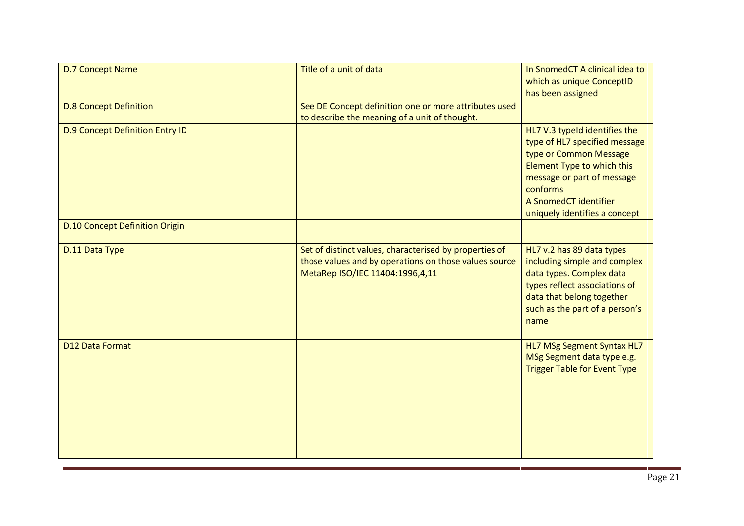| | | |
|---|---|---|
| D.7 Concept Name | Title of a unit of data | In SnomedCT A clinical idea to which as unique ConceptID has been assigned |
| D.8 Concept Definition | See DE Concept definition one or more attributes used to describe the meaning of a unit of thought. | |
| D.9 Concept Definition Entry ID | | HL7 V.3 typeId identifies the type of HL7 specified message type or Common Message Element Type to which this message or part of message conforms<br>A SnomedCT identifier uniquely identifies a concept |
| D.10 Concept Definition Origin | | |
| D.11 Data Type | Set of distinct values, characterised by properties of those values and by operations on those values source MetaRep ISO/IEC 11404:1996,4,11 | HL7 v.2 has 89 data types including simple and complex data types. Complex data types reflect associations of data that belong together such as the part of a person's name |
| D12 Data Format | | HL7 MSg Segment Syntax HL7 MSg Segment data type e.g. Trigger Table for Event Type |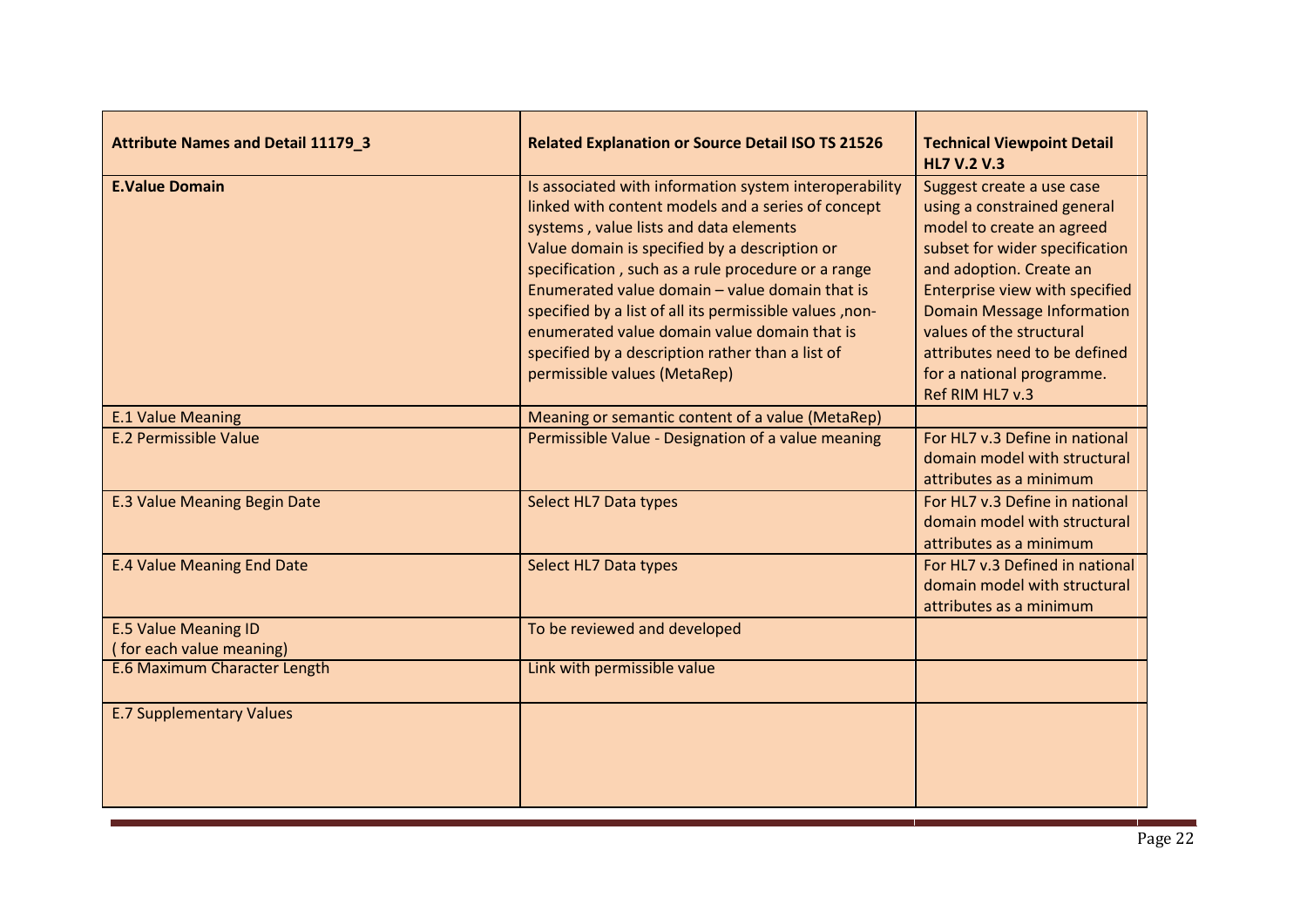| Attribute Names and Detail 11179_3 | Related Explanation or Source Detail ISO TS 21526 | Technical Viewpoint Detail HL7 V.2 V.3 |
|---|---|---|
| **E.Value Domain** | Is associated with information system interoperability linked with content models and a series of concept systems , value lists and data elements Value domain is specified by a description or specification , such as a rule procedure or a range Enumerated value domain – value domain that is specified by a list of all its permissible values ,non-enumerated value domain value domain that is specified by a description rather than a list of permissible values (MetaRep) | Suggest create a use case using a constrained general model to create an agreed subset for wider specification and adoption. Create an Enterprise view with specified Domain Message Information values of the structural attributes need to be defined for a national programme. Ref RIM HL7 v.3 |
| E.1 Value Meaning | Meaning or semantic content of a value (MetaRep) | |
| E.2 Permissible Value | Permissible Value - Designation of a value meaning | For HL7 v.3 Define in national domain model with structural attributes as a minimum |
| E.3 Value Meaning Begin Date | Select HL7 Data types | For HL7 v.3 Define in national domain model with structural attributes as a minimum |
| E.4 Value Meaning End Date | Select HL7 Data types | For HL7 v.3 Defined in national domain model with structural attributes as a minimum |
| E.5 Value Meaning ID ( for each value meaning) | To be reviewed and developed | |
| E.6 Maximum Character Length | Link with permissible value | |
| E.7 Supplementary Values | | |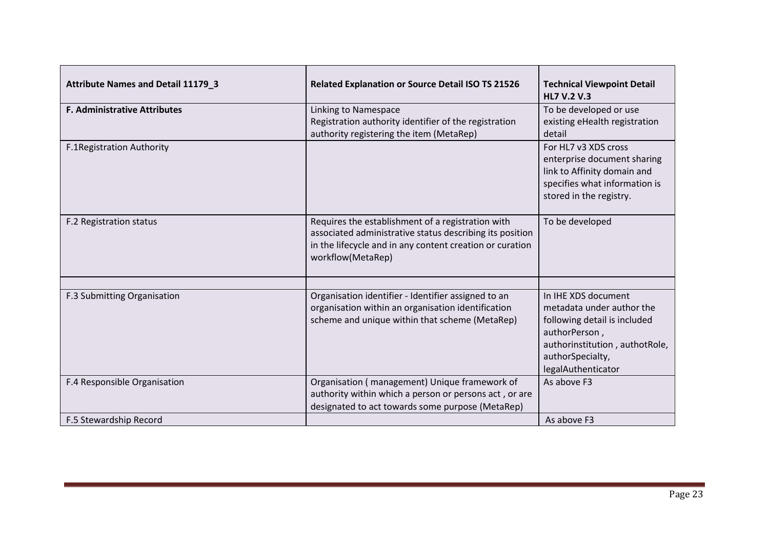| Attribute Names and Detail 11179_3 | Related Explanation or Source Detail ISO TS 21526 | Technical Viewpoint Detail HL7 V.2 V.3 |
|---|---|---|
| **F. Administrative Attributes** | Linking to Namespace<br>Registration authority identifier of the registration authority registering the item (MetaRep) | To be developed or use existing eHealth registration detail |
| F.1Registration Authority | | For HL7 v3 XDS cross enterprise document sharing link to Affinity domain and specifies what information is stored in the registry. |
| F.2 Registration status | Requires the establishment of a registration with associated administrative status describing its position in the lifecycle and in any content creation or curation workflow(MetaRep) | To be developed |
| | | |
| F.3 Submitting Organisation | Organisation identifier - Identifier assigned to an organisation within an organisation identification scheme and unique within that scheme (MetaRep) | In IHE XDS document metadata under author the following detail is included authorPerson , authorinstitution , authotRole, authorSpecialty, legalAuthenticator |
| F.4 Responsible Organisation | Organisation ( management) Unique framework of authority within which a person or persons act , or are designated to act towards some purpose (MetaRep) | As above F3 |
| F.5 Stewardship Record | | As above F3 |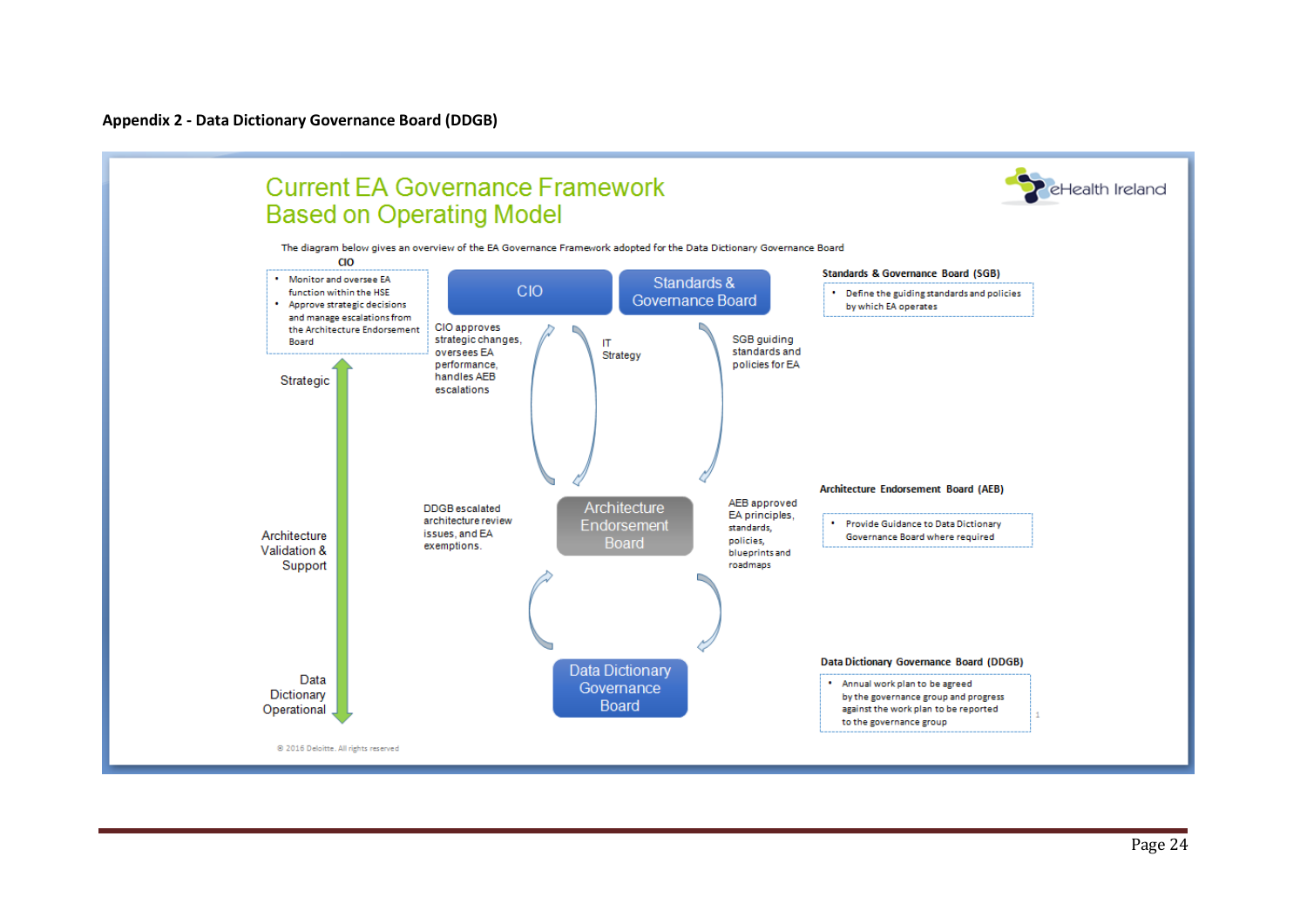**Appendix 2 - Data Dictionary Governance Board (DDGB)**

Current EA Governance Framework
Based on Operating Model

eHealth Ireland

The diagram below gives an overview of the EA Governance Framework adopted for the Data Dictionary Governance Board

CIO

- Monitor and oversee EA function within the HSE
- Approve strategic decisions and manage escalations from the Architecture Endorsement Board

Strategic

Architecture Validation & Support

Data Dictionary Operational

CIO

Standards & Governance Board

CIO approves strategic changes, oversees EA performance, handles AEB escalations

IT Strategy

SGB guiding standards and policies for EA

DDGB escalated architecture review issues, and EA exemptions.

Architecture Endorsement Board

AEB approved EA principles, standards, policies, blueprints and roadmaps

Data Dictionary Governance Board

Standards & Governance Board (SGB)

- Define the guiding standards and policies by which EA operates

Architecture Endorsement Board (AEB)

- Provide Guidance to Data Dictionary Governance Board where required

Data Dictionary Governance Board (DDGB)

- Annual work plan to be agreed by the governance group and progress against the work plan to be reported to the governance group

© 2016 Deloitte. All rights reserved